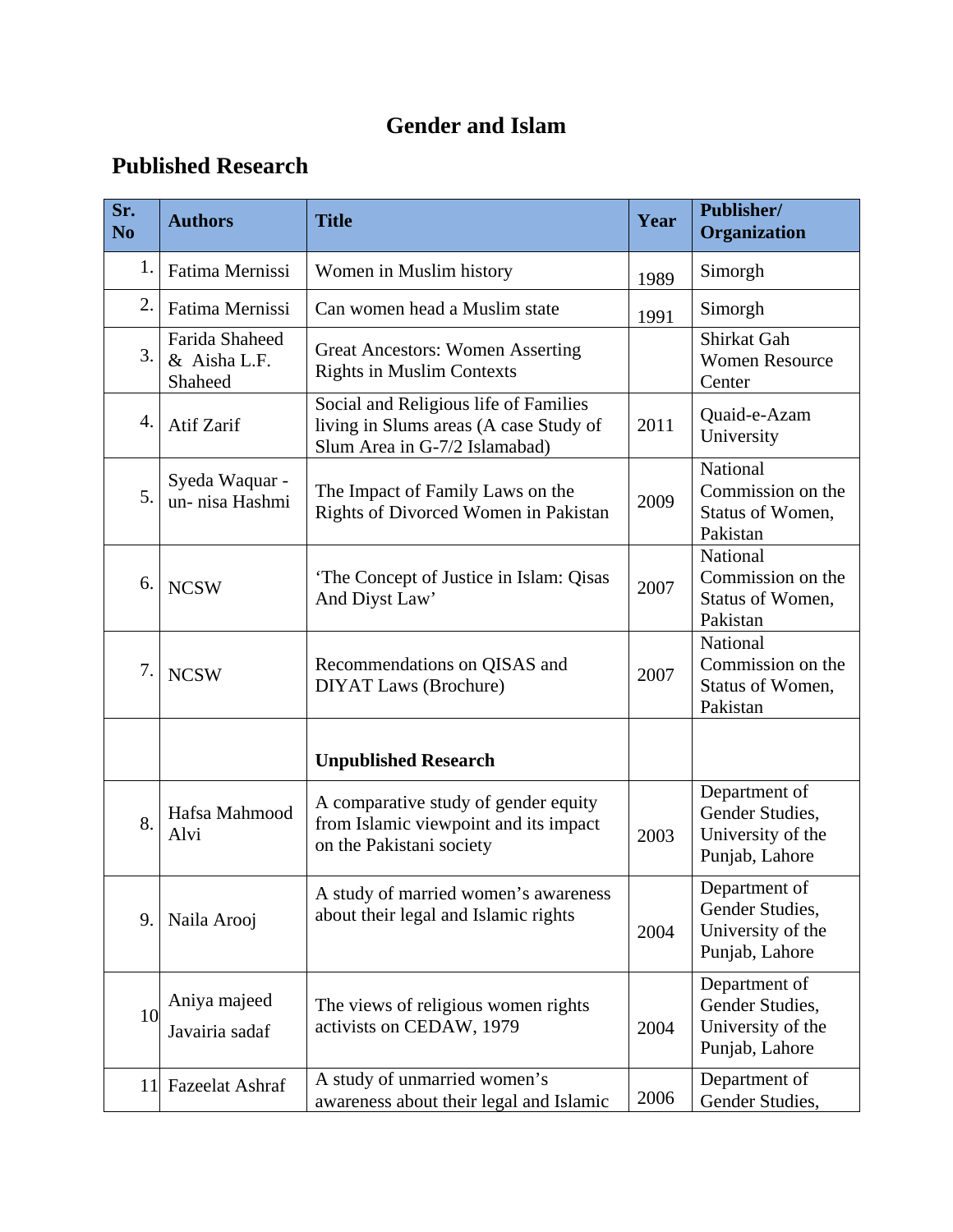# Gender and Islam

## Published Research

| Sr. No | Authors | Title | Year | Publisher/ Organization |
|---|---|---|---|---|
| 1. | Fatima Mernissi | Women in Muslim history | 1989 | Simorgh |
| 2. | Fatima Mernissi | Can women head a Muslim state | 1991 | Simorgh |
| 3. | Farida Shaheed & Aisha L.F. Shaheed | Great Ancestors: Women Asserting Rights in Muslim Contexts | | Shirkat Gah Women Resource Center |
| 4. | Atif Zarif | Social and Religious life of Families living in Slums areas (A case Study of Slum Area in G-7/2 Islamabad) | 2011 | Quaid-e-Azam University |
| 5. | Syeda Waquar - un- nisa Hashmi | The Impact of Family Laws on the Rights of Divorced Women in Pakistan | 2009 | National Commission on the Status of Women, Pakistan |
| 6. | NCSW | 'The Concept of Justice in Islam: Qisas And Diyst Law' | 2007 | National Commission on the Status of Women, Pakistan |
| 7. | NCSW | Recommendations on QISAS and DIYAT Laws (Brochure) | 2007 | National Commission on the Status of Women, Pakistan |
| | | **Unpublished Research** | | |
| 8. | Hafsa Mahmood Alvi | A comparative study of gender equity from Islamic viewpoint and its impact on the Pakistani society | 2003 | Department of Gender Studies, University of the Punjab, Lahore |
| 9. | Naila Arooj | A study of married women's awareness about their legal and Islamic rights | 2004 | Department of Gender Studies, University of the Punjab, Lahore |
| 10 | Aniya majeed Javairia sadaf | The views of religious women rights activists on CEDAW, 1979 | 2004 | Department of Gender Studies, University of the Punjab, Lahore |
| 11 | Fazeelat Ashraf | A study of unmarried women's awareness about their legal and Islamic | 2006 | Department of Gender Studies, |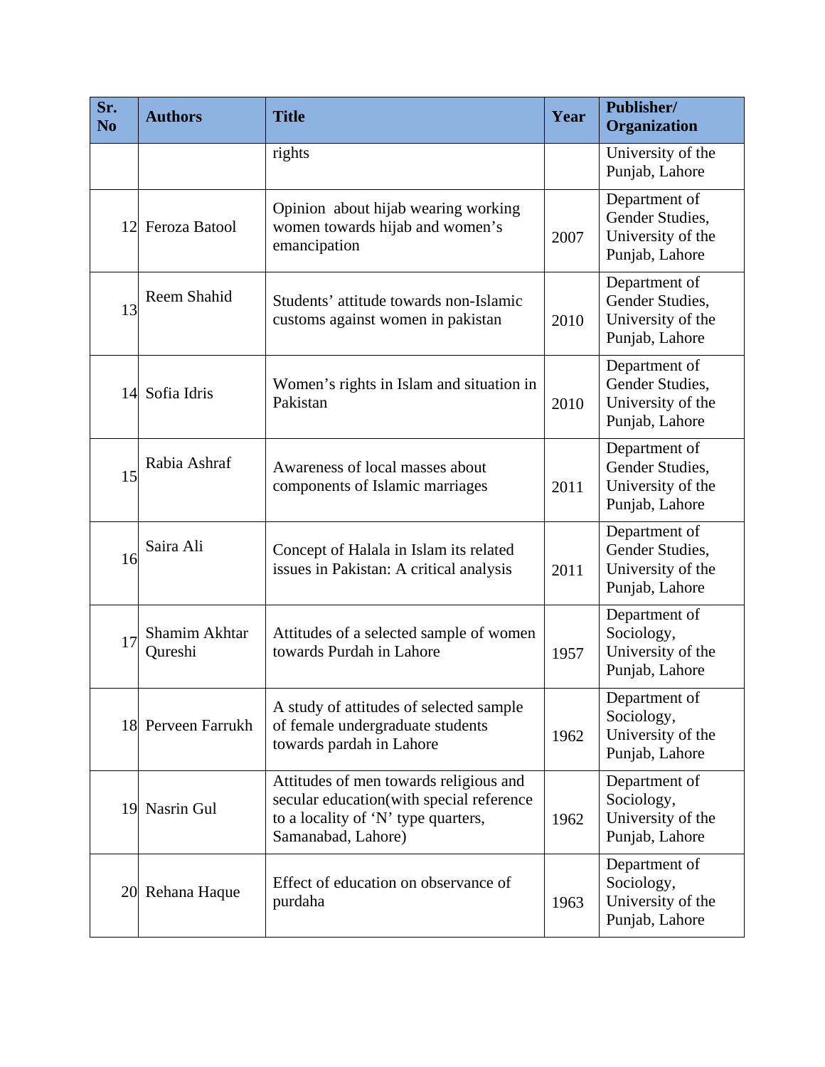| Sr. No | Authors | Title | Year | Publisher/ Organization |
|---|---|---|---|---|
| | | rights | | University of the Punjab, Lahore |
| 12 | Feroza Batool | Opinion about hijab wearing working women towards hijab and women's emancipation | 2007 | Department of Gender Studies, University of the Punjab, Lahore |
| 13 | Reem Shahid | Students' attitude towards non-Islamic customs against women in pakistan | 2010 | Department of Gender Studies, University of the Punjab, Lahore |
| 14 | Sofia Idris | Women's rights in Islam and situation in Pakistan | 2010 | Department of Gender Studies, University of the Punjab, Lahore |
| 15 | Rabia Ashraf | Awareness of local masses about components of Islamic marriages | 2011 | Department of Gender Studies, University of the Punjab, Lahore |
| 16 | Saira Ali | Concept of Halala in Islam its related issues in Pakistan: A critical analysis | 2011 | Department of Gender Studies, University of the Punjab, Lahore |
| 17 | Shamim Akhtar Qureshi | Attitudes of a selected sample of women towards Purdah in Lahore | 1957 | Department of Sociology, University of the Punjab, Lahore |
| 18 | Perveen Farrukh | A study of attitudes of selected sample of female undergraduate students towards pardah in Lahore | 1962 | Department of Sociology, University of the Punjab, Lahore |
| 19 | Nasrin Gul | Attitudes of men towards religious and secular education(with special reference to a locality of 'N' type quarters, Samanabad, Lahore) | 1962 | Department of Sociology, University of the Punjab, Lahore |
| 20 | Rehana Haque | Effect of education on observance of purdaha | 1963 | Department of Sociology, University of the Punjab, Lahore |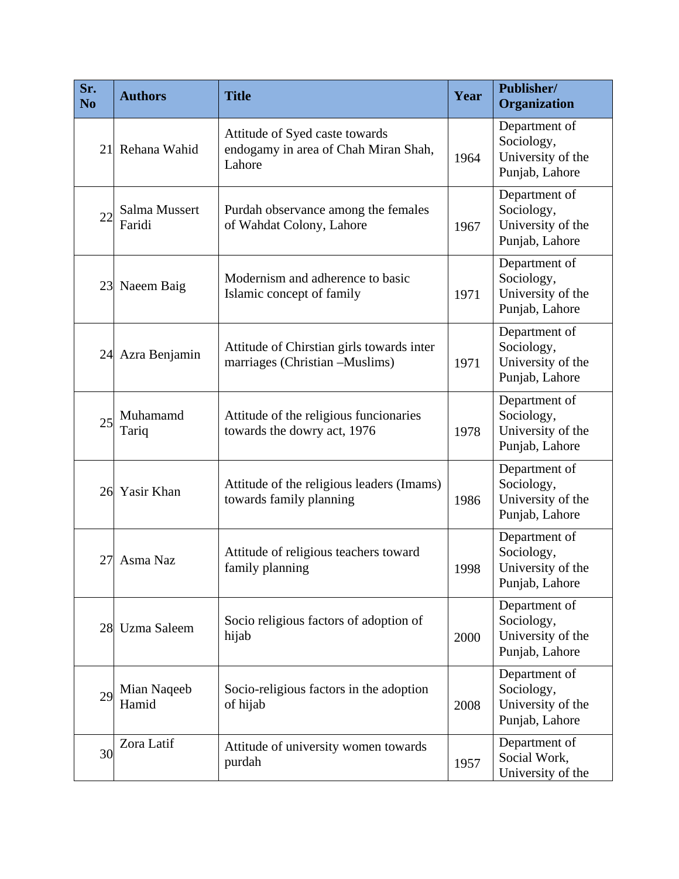| Sr. No | Authors | Title | Year | Publisher/ Organization |
|---|---|---|---|---|
| 21 | Rehana Wahid | Attitude of Syed caste towards endogamy in area of Chah Miran Shah, Lahore | 1964 | Department of Sociology, University of the Punjab, Lahore |
| 22 | Salma Mussert Faridi | Purdah observance among the females of Wahdat Colony, Lahore | 1967 | Department of Sociology, University of the Punjab, Lahore |
| 23 | Naeem Baig | Modernism and adherence to basic Islamic concept of family | 1971 | Department of Sociology, University of the Punjab, Lahore |
| 24 | Azra Benjamin | Attitude of Chirstian girls towards inter marriages (Christian –Muslims) | 1971 | Department of Sociology, University of the Punjab, Lahore |
| 25 | Muhamamd Tariq | Attitude of the religious funcionaries towards the dowry act, 1976 | 1978 | Department of Sociology, University of the Punjab, Lahore |
| 26 | Yasir Khan | Attitude of the religious leaders (Imams) towards family planning | 1986 | Department of Sociology, University of the Punjab, Lahore |
| 27 | Asma Naz | Attitude of religious teachers toward family planning | 1998 | Department of Sociology, University of the Punjab, Lahore |
| 28 | Uzma Saleem | Socio religious factors of adoption of hijab | 2000 | Department of Sociology, University of the Punjab, Lahore |
| 29 | Mian Naqeeb Hamid | Socio-religious factors in the adoption of hijab | 2008 | Department of Sociology, University of the Punjab, Lahore |
| 30 | Zora Latif | Attitude of university women towards purdah | 1957 | Department of Social Work, University of the |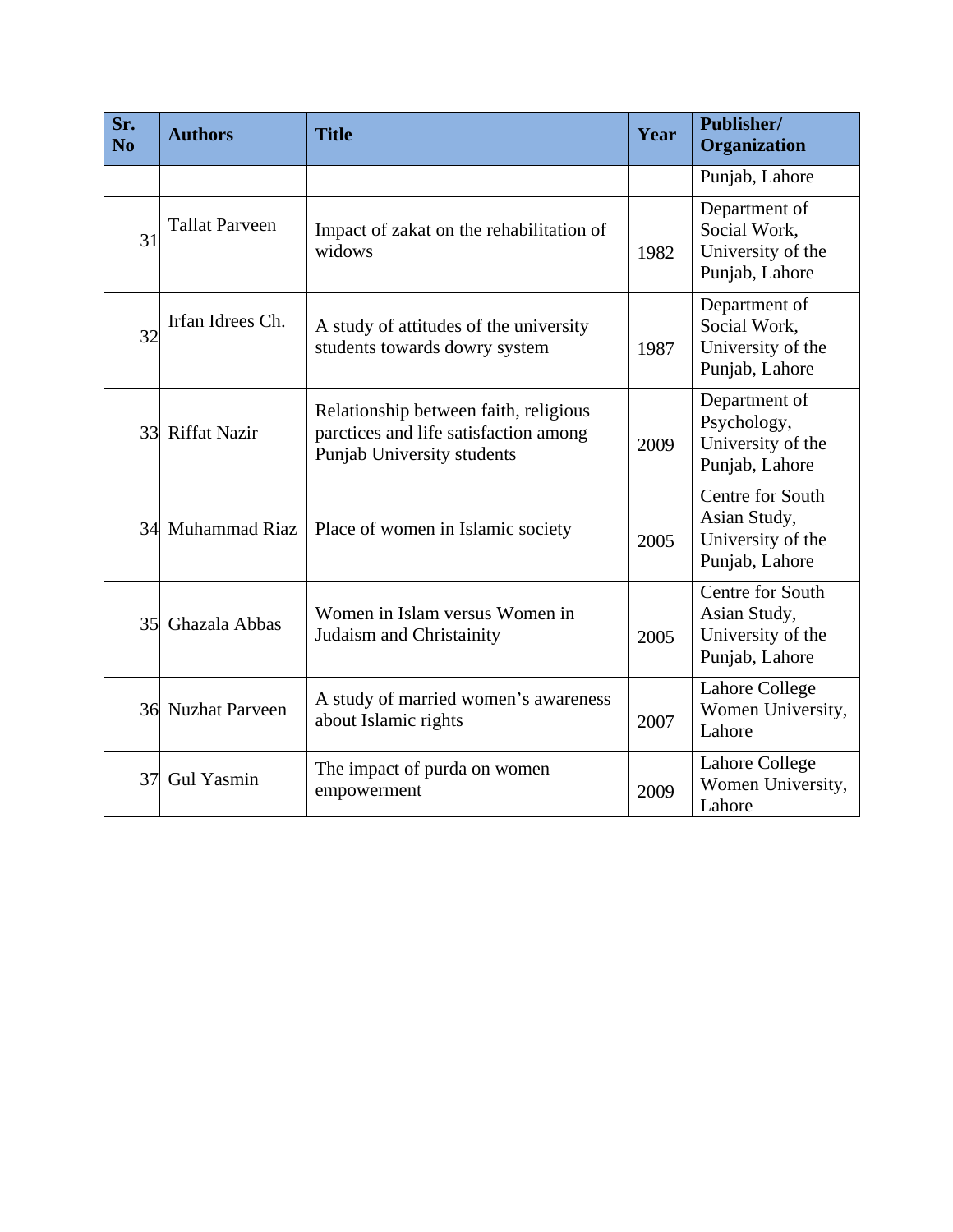| Sr. No | Authors | Title | Year | Publisher/ Organization |
|---|---|---|---|---|
| | | | | Punjab, Lahore |
| 31 | Tallat Parveen | Impact of zakat on the rehabilitation of widows | 1982 | Department of Social Work, University of the Punjab, Lahore |
| 32 | Irfan Idrees Ch. | A study of attitudes of the university students towards dowry system | 1987 | Department of Social Work, University of the Punjab, Lahore |
| 33 | Riffat Nazir | Relationship between faith, religious parctices and life satisfaction among Punjab University students | 2009 | Department of Psychology, University of the Punjab, Lahore |
| 34 | Muhammad Riaz | Place of women in Islamic society | 2005 | Centre for South Asian Study, University of the Punjab, Lahore |
| 35 | Ghazala Abbas | Women in Islam versus Women in Judaism and Christainity | 2005 | Centre for South Asian Study, University of the Punjab, Lahore |
| 36 | Nuzhat Parveen | A study of married women's awareness about Islamic rights | 2007 | Lahore College Women University, Lahore |
| 37 | Gul Yasmin | The impact of purda on women empowerment | 2009 | Lahore College Women University, Lahore |